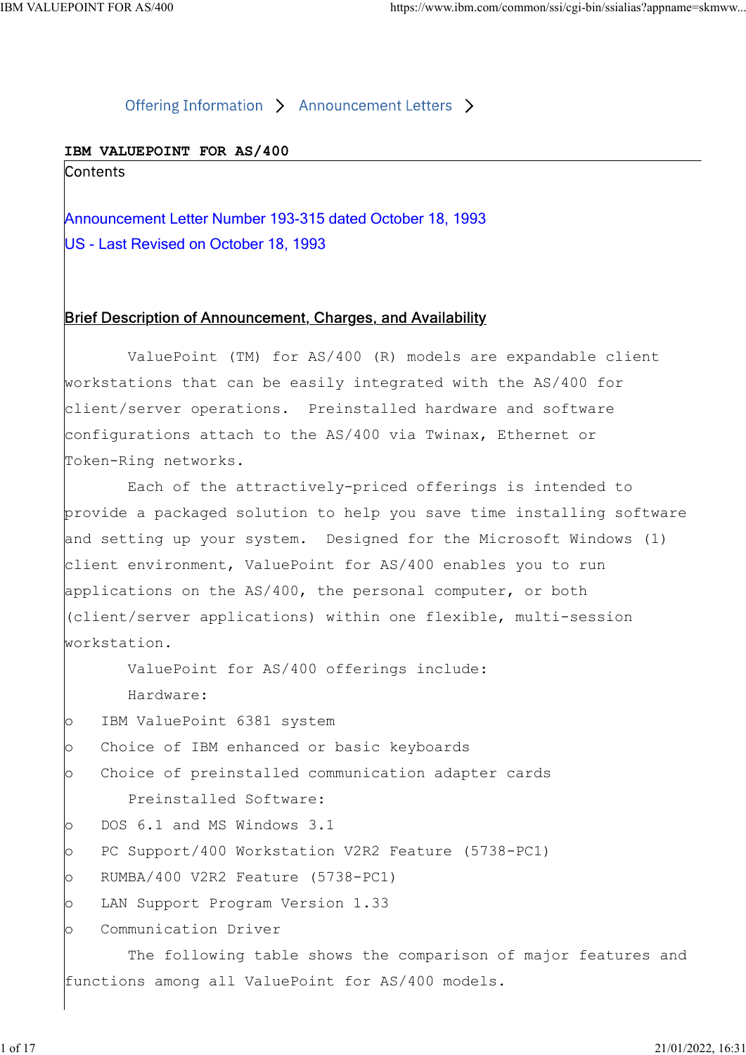Offering Information > Announcement Letters >

# IBM VALUEPOINT FOR AS/400

Contents

Announcement Letter Number 193-315 dated October 18, 1993

US - Last Revised on October 18, 1993

## Brief Description of Announcement, Charges, and Availability

ValuePoint (TM) for AS/400 (R) models are expandable client workstations that can be easily integrated with the AS/400 for client/server operations. Preinstalled hardware and software configurations attach to the AS/400 via Twinax, Ethernet or Token-Ring networks.

Each of the attractively-priced offerings is intended to provide a packaged solution to help you save time installing software and setting up your system. Designed for the Microsoft Windows (1) client environment, ValuePoint for AS/400 enables you to run applications on the AS/400, the personal computer, or both (client/server applications) within one flexible, multi-session workstation.

ValuePoint for AS/400 offerings include:

Hardware:

- IBM ValuePoint 6381 system
- Choice of IBM enhanced or basic keyboards
- Choice of preinstalled communication adapter cards

Preinstalled Software:

- DOS 6.1 and MS Windows 3.1
- PC Support/400 Workstation V2R2 Feature (5738-PC1)
- RUMBA/400 V2R2 Feature (5738-PC1)
- LAN Support Program Version 1.33
- Communication Driver

The following table shows the comparison of major features and functions among all ValuePoint for AS/400 models.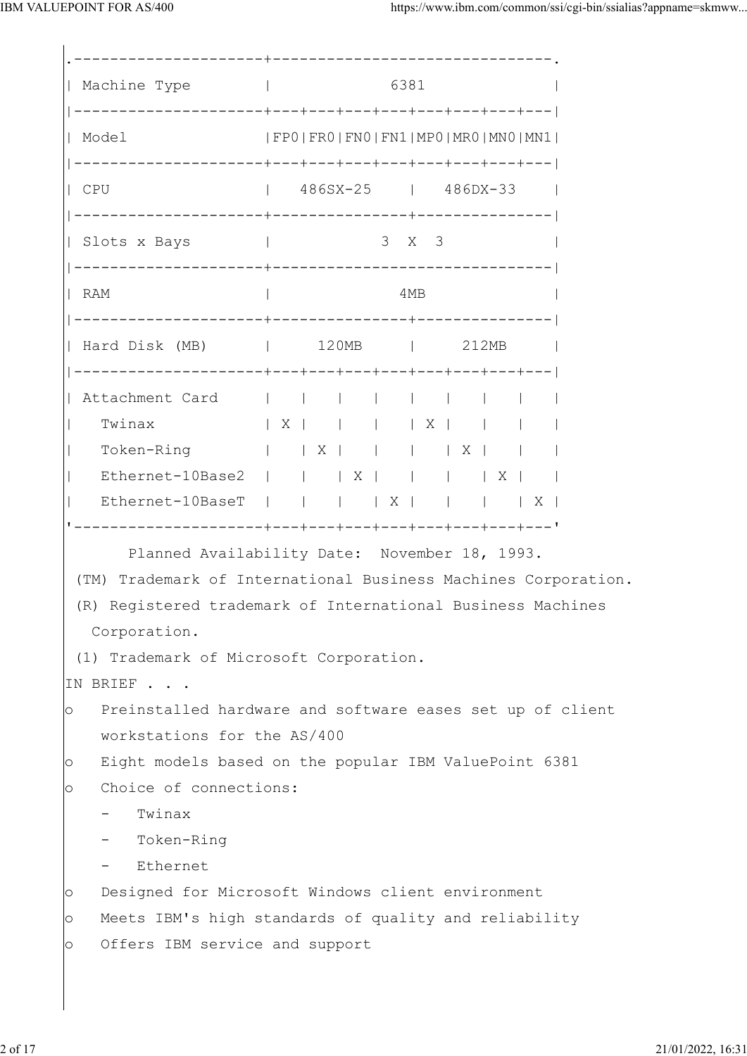| Machine Type | 6381 | | | | | | | |
|---|---|---|---|---|---|---|---|---|
| Model | FP0 | FR0 | FN0 | FN1 | MP0 | MR0 | MN0 | MN1 |
| CPU | 486SX-25 | | | | 486DX-33 | | | |
| Slots x Bays | 3 X 3 | | | | | | | |
| RAM | 4MB | | | | | | | |
| Hard Disk (MB) | 120MB | | | | 212MB | | | |
| Attachment Card | | | | | | | | |
| Twinax | X | | | | X | | | |
| Token-Ring | | X | | | | X | | |
| Ethernet-10Base2 | | | X | | | | X | |
| Ethernet-10BaseT | | | | X | | | | X |

Planned Availability Date: November 18, 1993.

(TM) Trademark of International Business Machines Corporation.

(R) Registered trademark of International Business Machines Corporation.

(1) Trademark of Microsoft Corporation.

IN BRIEF . . .

- Preinstalled hardware and software eases set up of client workstations for the AS/400
- Eight models based on the popular IBM ValuePoint 6381
- Choice of connections:
  - Twinax
  - Token-Ring
  - Ethernet
- Designed for Microsoft Windows client environment
- Meets IBM's high standards of quality and reliability
- Offers IBM service and support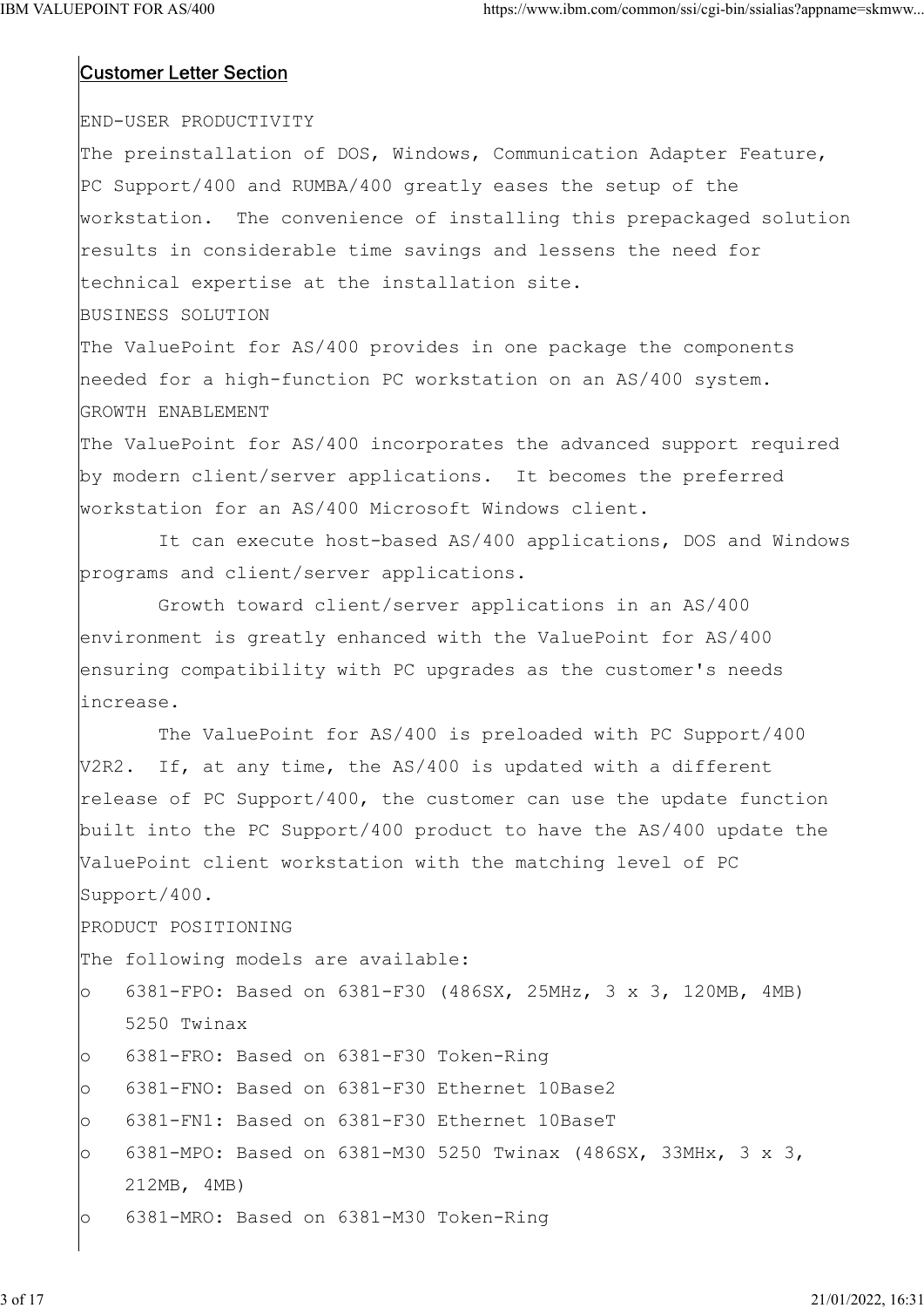## Customer Letter Section

END-USER PRODUCTIVITY

The preinstallation of DOS, Windows, Communication Adapter Feature, PC Support/400 and RUMBA/400 greatly eases the setup of the workstation. The convenience of installing this prepackaged solution results in considerable time savings and lessens the need for technical expertise at the installation site.

BUSINESS SOLUTION

The ValuePoint for AS/400 provides in one package the components needed for a high-function PC workstation on an AS/400 system.

GROWTH ENABLEMENT

The ValuePoint for AS/400 incorporates the advanced support required by modern client/server applications. It becomes the preferred workstation for an AS/400 Microsoft Windows client.

It can execute host-based AS/400 applications, DOS and Windows programs and client/server applications.

Growth toward client/server applications in an AS/400 environment is greatly enhanced with the ValuePoint for AS/400 ensuring compatibility with PC upgrades as the customer's needs increase.

The ValuePoint for AS/400 is preloaded with PC Support/400 V2R2. If, at any time, the AS/400 is updated with a different release of PC Support/400, the customer can use the update function built into the PC Support/400 product to have the AS/400 update the ValuePoint client workstation with the matching level of PC Support/400.

PRODUCT POSITIONING

The following models are available:

- 6381-FPO: Based on 6381-F30 (486SX, 25MHz, 3 x 3, 120MB, 4MB) 5250 Twinax
- 6381-FRO: Based on 6381-F30 Token-Ring
- 6381-FNO: Based on 6381-F30 Ethernet 10Base2
- 6381-FN1: Based on 6381-F30 Ethernet 10BaseT
- 6381-MPO: Based on 6381-M30 5250 Twinax (486SX, 33MHx, 3 x 3, 212MB, 4MB)
- 6381-MRO: Based on 6381-M30 Token-Ring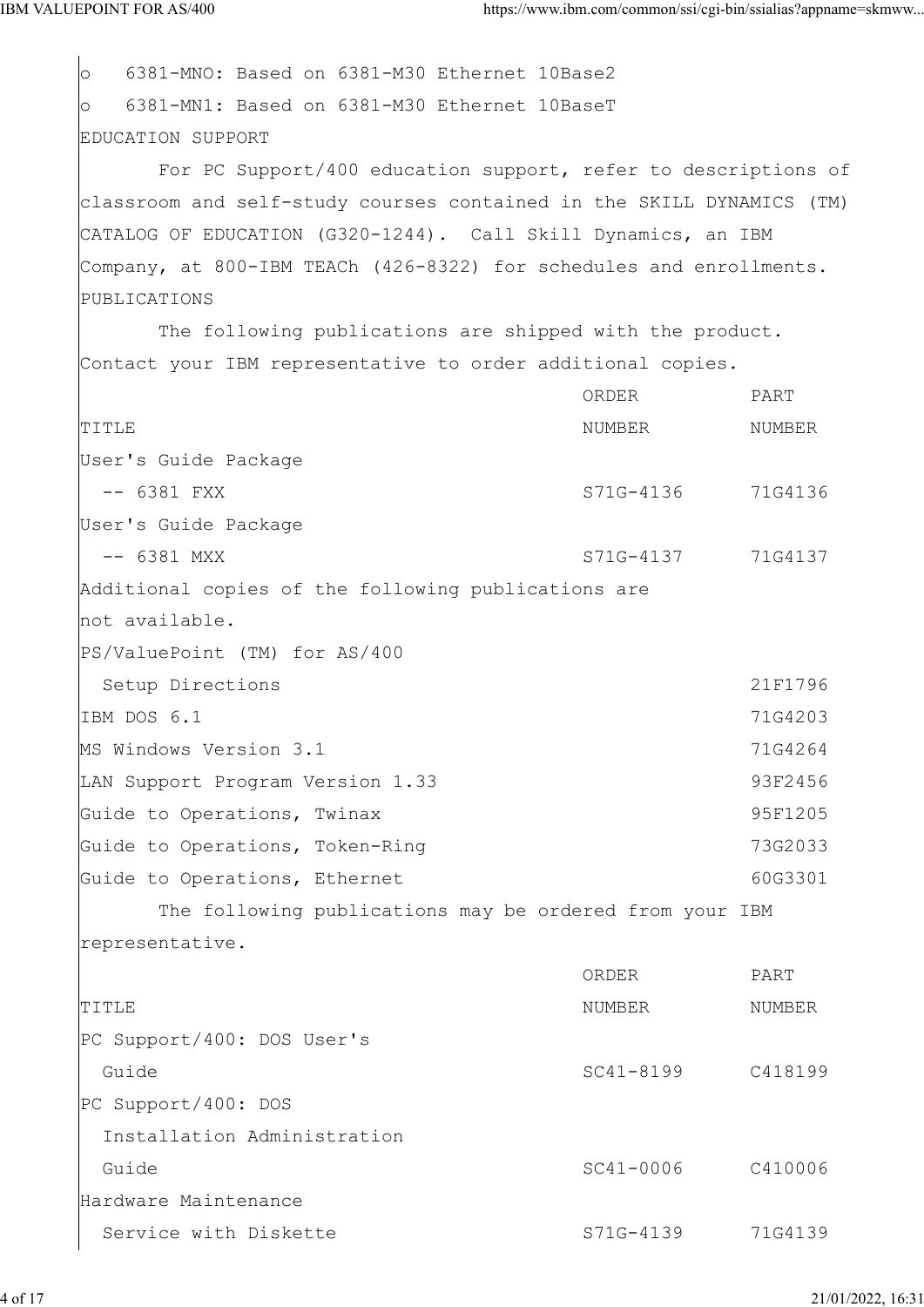- 6381-MNO: Based on 6381-M30 Ethernet 10Base2
- 6381-MN1: Based on 6381-M30 Ethernet 10BaseT

## EDUCATION SUPPORT

For PC Support/400 education support, refer to descriptions of classroom and self-study courses contained in the SKILL DYNAMICS (TM) CATALOG OF EDUCATION (G320-1244). Call Skill Dynamics, an IBM Company, at 800-IBM TEACh (426-8322) for schedules and enrollments.

## PUBLICATIONS

The following publications are shipped with the product. Contact your IBM representative to order additional copies.

| TITLE | ORDER NUMBER | PART NUMBER |
|---|---|---|
| User's Guide Package -- 6381 FXX | S71G-4136 | 71G4136 |
| User's Guide Package -- 6381 MXX | S71G-4137 | 71G4137 |

Additional copies of the following publications are not available.

| TITLE | PART NUMBER |
|---|---|
| PS/ValuePoint (TM) for AS/400 Setup Directions | 21F1796 |
| IBM DOS 6.1 | 71G4203 |
| MS Windows Version 3.1 | 71G4264 |
| LAN Support Program Version 1.33 | 93F2456 |
| Guide to Operations, Twinax | 95F1205 |
| Guide to Operations, Token-Ring | 73G2033 |
| Guide to Operations, Ethernet | 60G3301 |

The following publications may be ordered from your IBM representative.

| TITLE | ORDER NUMBER | PART NUMBER |
|---|---|---|
| PC Support/400: DOS User's Guide | SC41-8199 | C418199 |
| PC Support/400: DOS Installation Administration Guide | SC41-0006 | C410006 |
| Hardware Maintenance Service with Diskette | S71G-4139 | 71G4139 |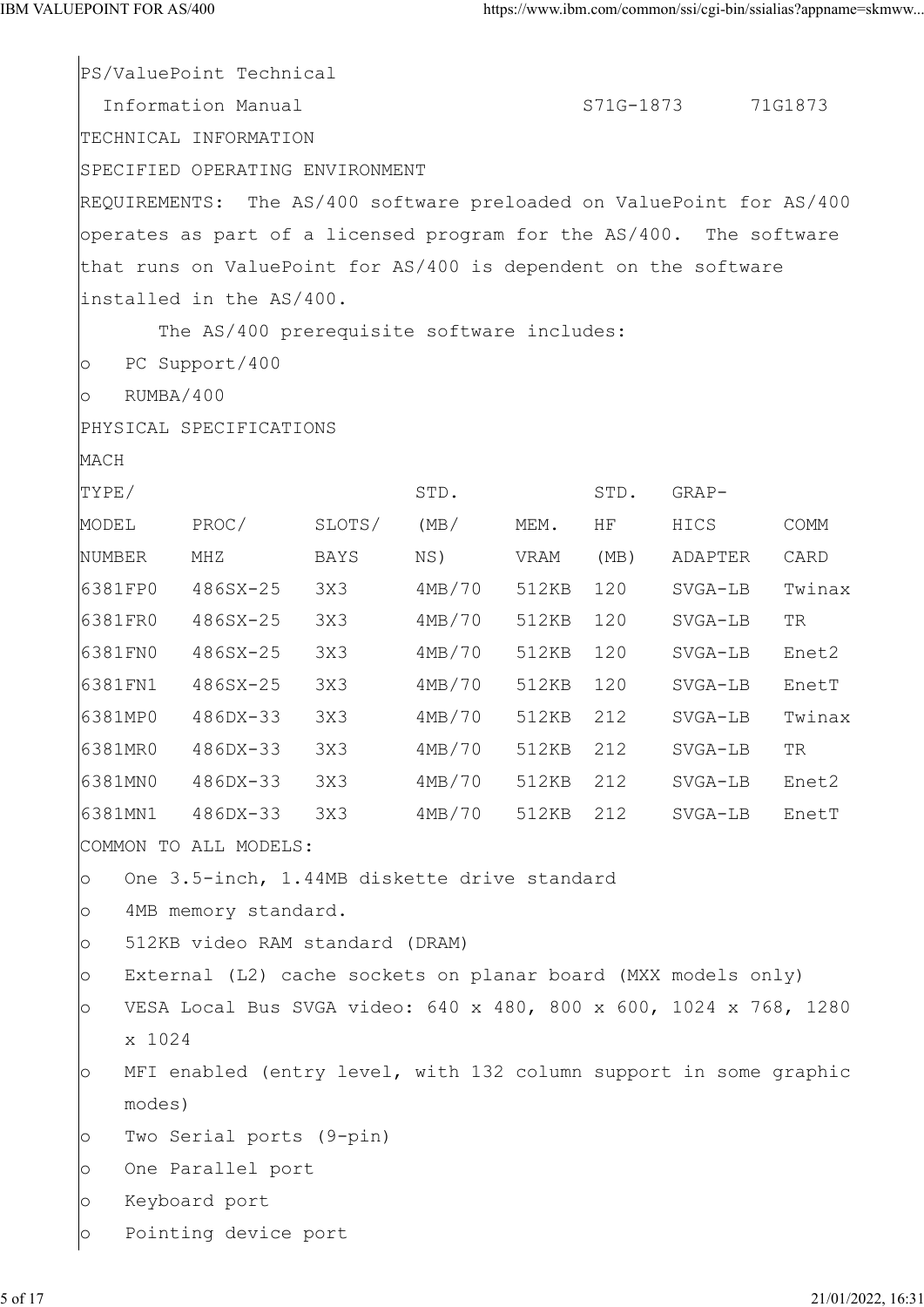PS/ValuePoint Technical Information Manual S71G-1873 71G1873

## TECHNICAL INFORMATION

### SPECIFIED OPERATING ENVIRONMENT

REQUIREMENTS: The AS/400 software preloaded on ValuePoint for AS/400 operates as part of a licensed program for the AS/400. The software that runs on ValuePoint for AS/400 is dependent on the software installed in the AS/400.

The AS/400 prerequisite software includes:

- PC Support/400
- RUMBA/400

### PHYSICAL SPECIFICATIONS

| MACH TYPE/ MODEL NUMBER | PROC/ MHZ | SLOTS/ BAYS | STD. (MB/ NS) | MEM. VRAM | STD. HF (MB) | GRAP- HICS ADAPTER | COMM CARD |
|---|---|---|---|---|---|---|---|
| 6381FP0 | 486SX-25 | 3X3 | 4MB/70 | 512KB | 120 | SVGA-LB | Twinax |
| 6381FR0 | 486SX-25 | 3X3 | 4MB/70 | 512KB | 120 | SVGA-LB | TR |
| 6381FN0 | 486SX-25 | 3X3 | 4MB/70 | 512KB | 120 | SVGA-LB | Enet2 |
| 6381FN1 | 486SX-25 | 3X3 | 4MB/70 | 512KB | 120 | SVGA-LB | EnetT |
| 6381MP0 | 486DX-33 | 3X3 | 4MB/70 | 512KB | 212 | SVGA-LB | Twinax |
| 6381MR0 | 486DX-33 | 3X3 | 4MB/70 | 512KB | 212 | SVGA-LB | TR |
| 6381MN0 | 486DX-33 | 3X3 | 4MB/70 | 512KB | 212 | SVGA-LB | Enet2 |
| 6381MN1 | 486DX-33 | 3X3 | 4MB/70 | 512KB | 212 | SVGA-LB | EnetT |

COMMON TO ALL MODELS:

- One 3.5-inch, 1.44MB diskette drive standard
- 4MB memory standard.
- 512KB video RAM standard (DRAM)
- External (L2) cache sockets on planar board (MXX models only)
- VESA Local Bus SVGA video: 640 x 480, 800 x 600, 1024 x 768, 1280 x 1024
- MFI enabled (entry level, with 132 column support in some graphic modes)
- Two Serial ports (9-pin)
- One Parallel port
- Keyboard port
- Pointing device port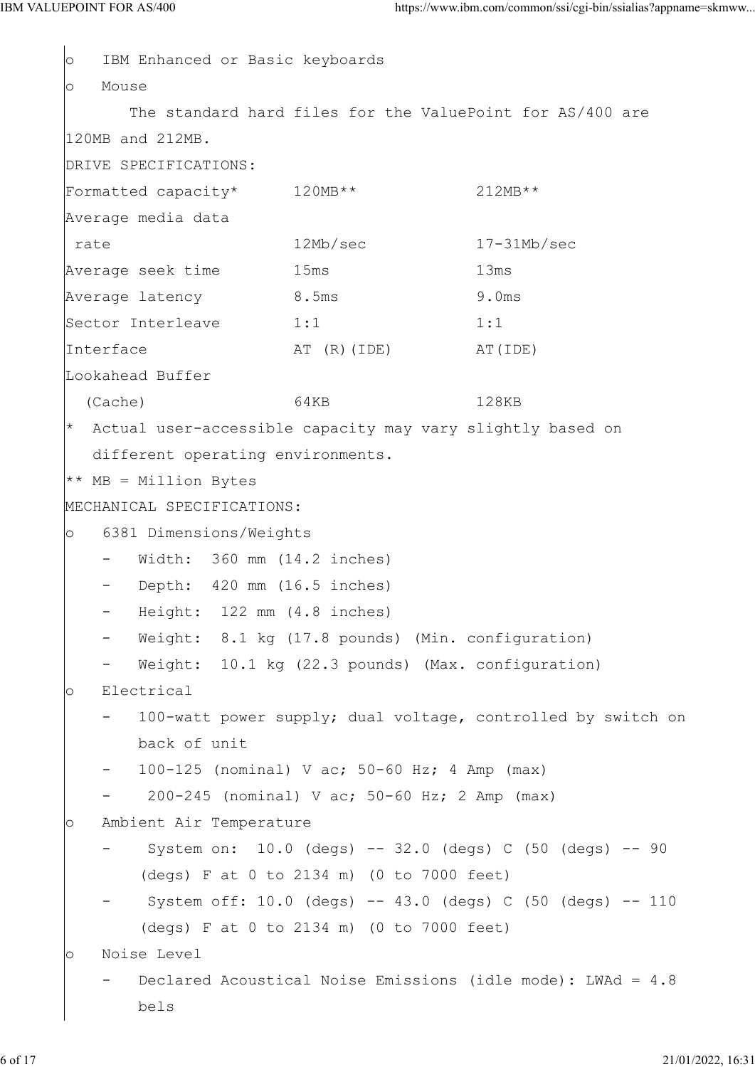- IBM Enhanced or Basic keyboards
- Mouse

The standard hard files for the ValuePoint for AS/400 are 120MB and 212MB.

DRIVE SPECIFICATIONS:

| | | |
|---|---|---|
| Formatted capacity* | 120MB** | 212MB** |
| Average media data rate | 12Mb/sec | 17-31Mb/sec |
| Average seek time | 15ms | 13ms |
| Average latency | 8.5ms | 9.0ms |
| Sector Interleave | 1:1 | 1:1 |
| Interface | AT (R)(IDE) | AT(IDE) |
| Lookahead Buffer (Cache) | 64KB | 128KB |

\* Actual user-accessible capacity may vary slightly based on different operating environments.

** MB = Million Bytes

MECHANICAL SPECIFICATIONS:

- 6381 Dimensions/Weights
  - Width: 360 mm (14.2 inches)
  - Depth: 420 mm (16.5 inches)
  - Height: 122 mm (4.8 inches)
  - Weight: 8.1 kg (17.8 pounds) (Min. configuration)
  - Weight: 10.1 kg (22.3 pounds) (Max. configuration)
- Electrical
  - 100-watt power supply; dual voltage, controlled by switch on back of unit
  - 100-125 (nominal) V ac; 50-60 Hz; 4 Amp (max)
  - 200-245 (nominal) V ac; 50-60 Hz; 2 Amp (max)
- Ambient Air Temperature
  - System on: 10.0 (degs) -- 32.0 (degs) C (50 (degs) -- 90 (degs) F at 0 to 2134 m) (0 to 7000 feet)
  - System off: 10.0 (degs) -- 43.0 (degs) C (50 (degs) -- 110 (degs) F at 0 to 2134 m) (0 to 7000 feet)
- Noise Level
  - Declared Acoustical Noise Emissions (idle mode): LWAd = 4.8 bels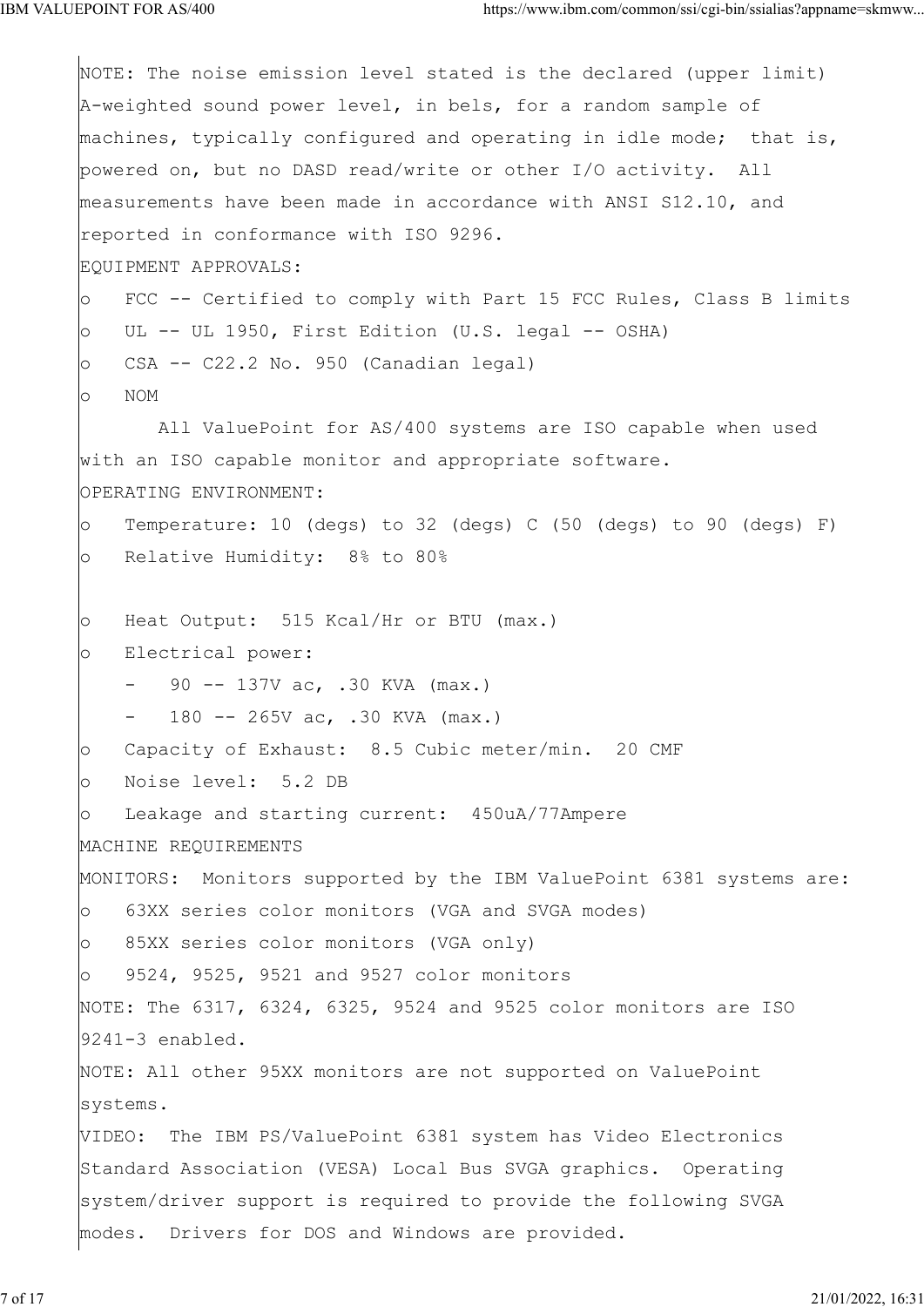NOTE: The noise emission level stated is the declared (upper limit) A-weighted sound power level, in bels, for a random sample of machines, typically configured and operating in idle mode; that is, powered on, but no DASD read/write or other I/O activity. All measurements have been made in accordance with ANSI S12.10, and reported in conformance with ISO 9296.

EQUIPMENT APPROVALS:

- FCC -- Certified to comply with Part 15 FCC Rules, Class B limits
- UL -- UL 1950, First Edition (U.S. legal -- OSHA)
- CSA -- C22.2 No. 950 (Canadian legal)
- NOM

All ValuePoint for AS/400 systems are ISO capable when used with an ISO capable monitor and appropriate software.

OPERATING ENVIRONMENT:

- Temperature: 10 (degs) to 32 (degs) C (50 (degs) to 90 (degs) F)
- Relative Humidity: 8% to 80%

- Heat Output: 515 Kcal/Hr or BTU (max.)
- Electrical power:
  - 90 -- 137V ac, .30 KVA (max.)
  - 180 -- 265V ac, .30 KVA (max.)
- Capacity of Exhaust: 8.5 Cubic meter/min. 20 CMF
- Noise level: 5.2 DB
- Leakage and starting current: 450uA/77Ampere

MACHINE REQUIREMENTS

MONITORS: Monitors supported by the IBM ValuePoint 6381 systems are:

- 63XX series color monitors (VGA and SVGA modes)
- 85XX series color monitors (VGA only)
- 9524, 9525, 9521 and 9527 color monitors

NOTE: The 6317, 6324, 6325, 9524 and 9525 color monitors are ISO 9241-3 enabled.

NOTE: All other 95XX monitors are not supported on ValuePoint systems.

VIDEO: The IBM PS/ValuePoint 6381 system has Video Electronics Standard Association (VESA) Local Bus SVGA graphics. Operating system/driver support is required to provide the following SVGA modes. Drivers for DOS and Windows are provided.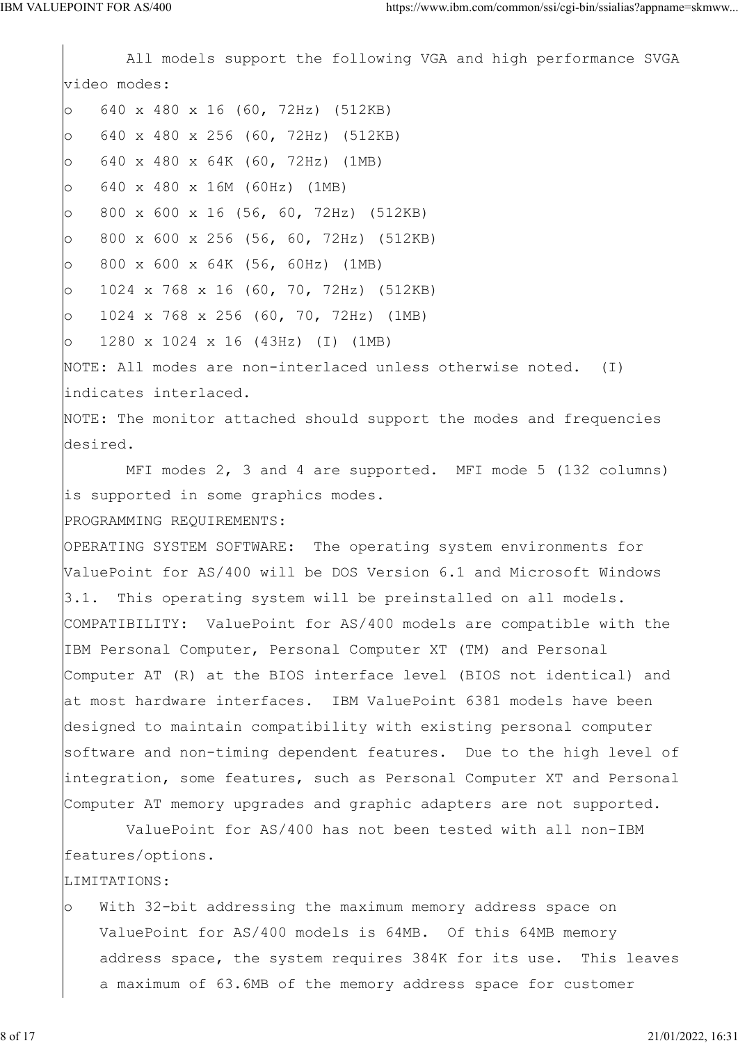All models support the following VGA and high performance SVGA video modes:

- 640 x 480 x 16 (60, 72Hz) (512KB)
- 640 x 480 x 256 (60, 72Hz) (512KB)
- 640 x 480 x 64K (60, 72Hz) (1MB)
- 640 x 480 x 16M (60Hz) (1MB)
- 800 x 600 x 16 (56, 60, 72Hz) (512KB)
- 800 x 600 x 256 (56, 60, 72Hz) (512KB)
- 800 x 600 x 64K (56, 60Hz) (1MB)
- 1024 x 768 x 16 (60, 70, 72Hz) (512KB)
- 1024 x 768 x 256 (60, 70, 72Hz) (1MB)
- 1280 x 1024 x 16 (43Hz) (I) (1MB)

NOTE: All modes are non-interlaced unless otherwise noted. (I) indicates interlaced.

NOTE: The monitor attached should support the modes and frequencies desired.

MFI modes 2, 3 and 4 are supported. MFI mode 5 (132 columns) is supported in some graphics modes.

PROGRAMMING REQUIREMENTS:

OPERATING SYSTEM SOFTWARE: The operating system environments for ValuePoint for AS/400 will be DOS Version 6.1 and Microsoft Windows 3.1. This operating system will be preinstalled on all models.

COMPATIBILITY: ValuePoint for AS/400 models are compatible with the IBM Personal Computer, Personal Computer XT (TM) and Personal Computer AT (R) at the BIOS interface level (BIOS not identical) and at most hardware interfaces. IBM ValuePoint 6381 models have been designed to maintain compatibility with existing personal computer software and non-timing dependent features. Due to the high level of integration, some features, such as Personal Computer XT and Personal Computer AT memory upgrades and graphic adapters are not supported.

ValuePoint for AS/400 has not been tested with all non-IBM features/options.

LIMITATIONS:

- With 32-bit addressing the maximum memory address space on ValuePoint for AS/400 models is 64MB. Of this 64MB memory address space, the system requires 384K for its use. This leaves a maximum of 63.6MB of the memory address space for customer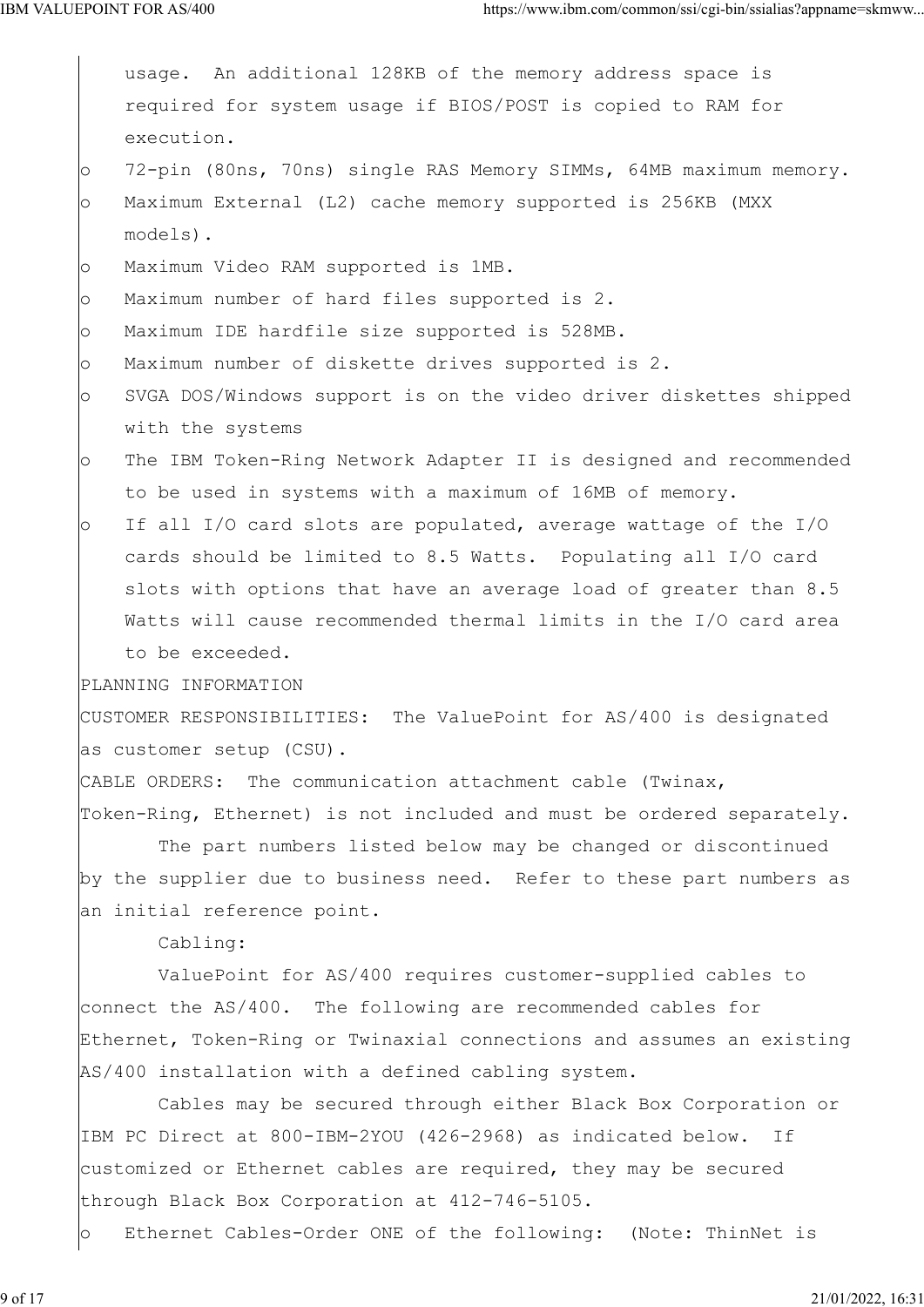usage. An additional 128KB of the memory address space is required for system usage if BIOS/POST is copied to RAM for execution.

- 72-pin (80ns, 70ns) single RAS Memory SIMMs, 64MB maximum memory.
- Maximum External (L2) cache memory supported is 256KB (MXX models).
- Maximum Video RAM supported is 1MB.
- Maximum number of hard files supported is 2.
- Maximum IDE hardfile size supported is 528MB.
- Maximum number of diskette drives supported is 2.
- SVGA DOS/Windows support is on the video driver diskettes shipped with the systems
- The IBM Token-Ring Network Adapter II is designed and recommended to be used in systems with a maximum of 16MB of memory.
- If all I/O card slots are populated, average wattage of the I/O cards should be limited to 8.5 Watts. Populating all I/O card slots with options that have an average load of greater than 8.5 Watts will cause recommended thermal limits in the I/O card area to be exceeded.

PLANNING INFORMATION

CUSTOMER RESPONSIBILITIES: The ValuePoint for AS/400 is designated as customer setup (CSU).

CABLE ORDERS: The communication attachment cable (Twinax, Token-Ring, Ethernet) is not included and must be ordered separately.

The part numbers listed below may be changed or discontinued by the supplier due to business need. Refer to these part numbers as an initial reference point.

Cabling:

ValuePoint for AS/400 requires customer-supplied cables to connect the AS/400. The following are recommended cables for Ethernet, Token-Ring or Twinaxial connections and assumes an existing AS/400 installation with a defined cabling system.

Cables may be secured through either Black Box Corporation or IBM PC Direct at 800-IBM-2YOU (426-2968) as indicated below. If customized or Ethernet cables are required, they may be secured through Black Box Corporation at 412-746-5105.

- Ethernet Cables-Order ONE of the following: (Note: ThinNet is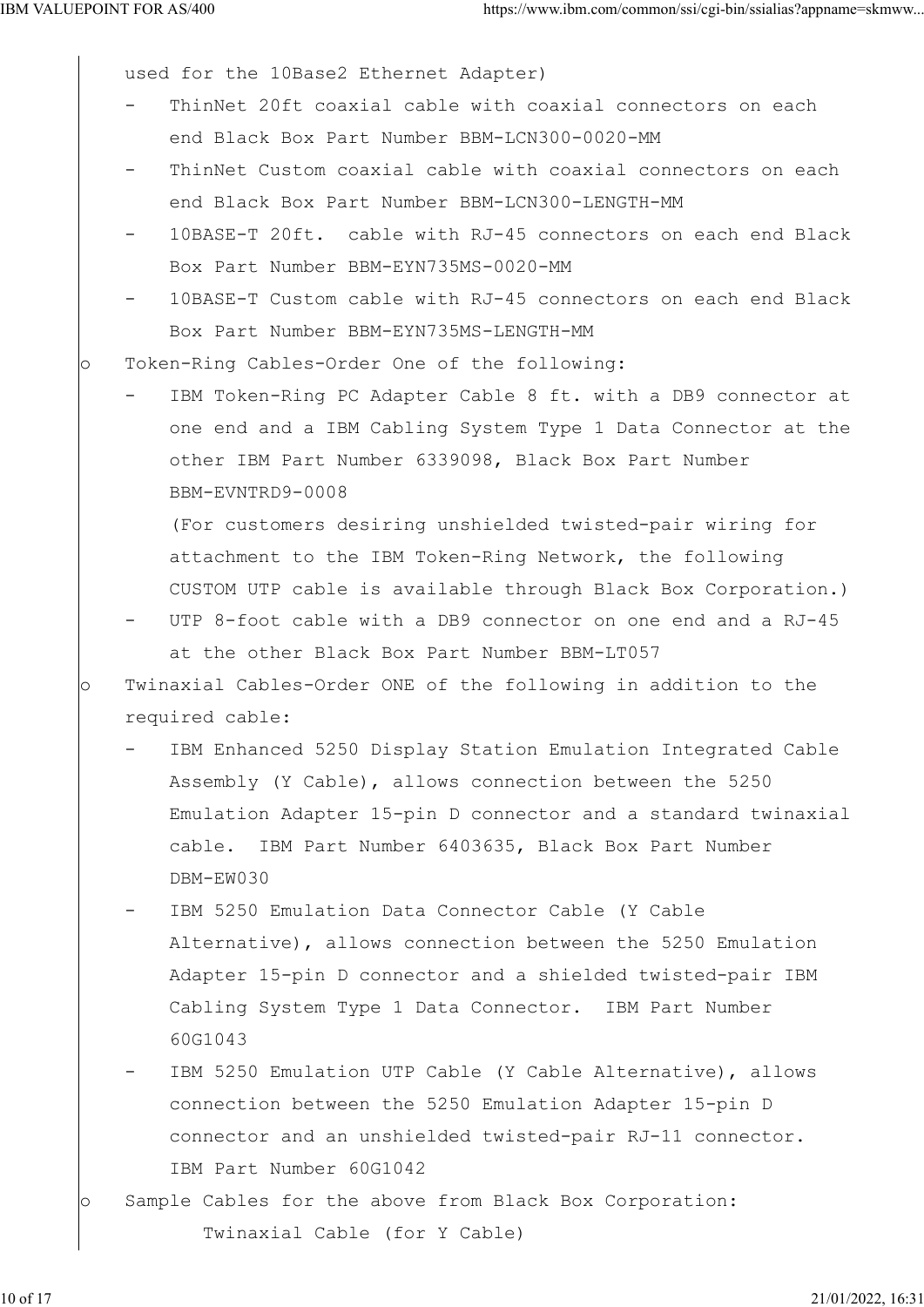used for the 10Base2 Ethernet Adapter)

- ThinNet 20ft coaxial cable with coaxial connectors on each end Black Box Part Number BBM-LCN300-0020-MM
- ThinNet Custom coaxial cable with coaxial connectors on each end Black Box Part Number BBM-LCN300-LENGTH-MM
- 10BASE-T 20ft. cable with RJ-45 connectors on each end Black Box Part Number BBM-EYN735MS-0020-MM
- 10BASE-T Custom cable with RJ-45 connectors on each end Black Box Part Number BBM-EYN735MS-LENGTH-MM

o Token-Ring Cables-Order One of the following:

- IBM Token-Ring PC Adapter Cable 8 ft. with a DB9 connector at one end and a IBM Cabling System Type 1 Data Connector at the other IBM Part Number 6339098, Black Box Part Number BBM-EVNTRD9-0008

  (For customers desiring unshielded twisted-pair wiring for attachment to the IBM Token-Ring Network, the following CUSTOM UTP cable is available through Black Box Corporation.)
- UTP 8-foot cable with a DB9 connector on one end and a RJ-45 at the other Black Box Part Number BBM-LT057

o Twinaxial Cables-Order ONE of the following in addition to the required cable:

- IBM Enhanced 5250 Display Station Emulation Integrated Cable Assembly (Y Cable), allows connection between the 5250 Emulation Adapter 15-pin D connector and a standard twinaxial cable. IBM Part Number 6403635, Black Box Part Number DBM-EW030
- IBM 5250 Emulation Data Connector Cable (Y Cable Alternative), allows connection between the 5250 Emulation Adapter 15-pin D connector and a shielded twisted-pair IBM Cabling System Type 1 Data Connector. IBM Part Number 60G1043
- IBM 5250 Emulation UTP Cable (Y Cable Alternative), allows connection between the 5250 Emulation Adapter 15-pin D connector and an unshielded twisted-pair RJ-11 connector. IBM Part Number 60G1042

o Sample Cables for the above from Black Box Corporation:

  Twinaxial Cable (for Y Cable)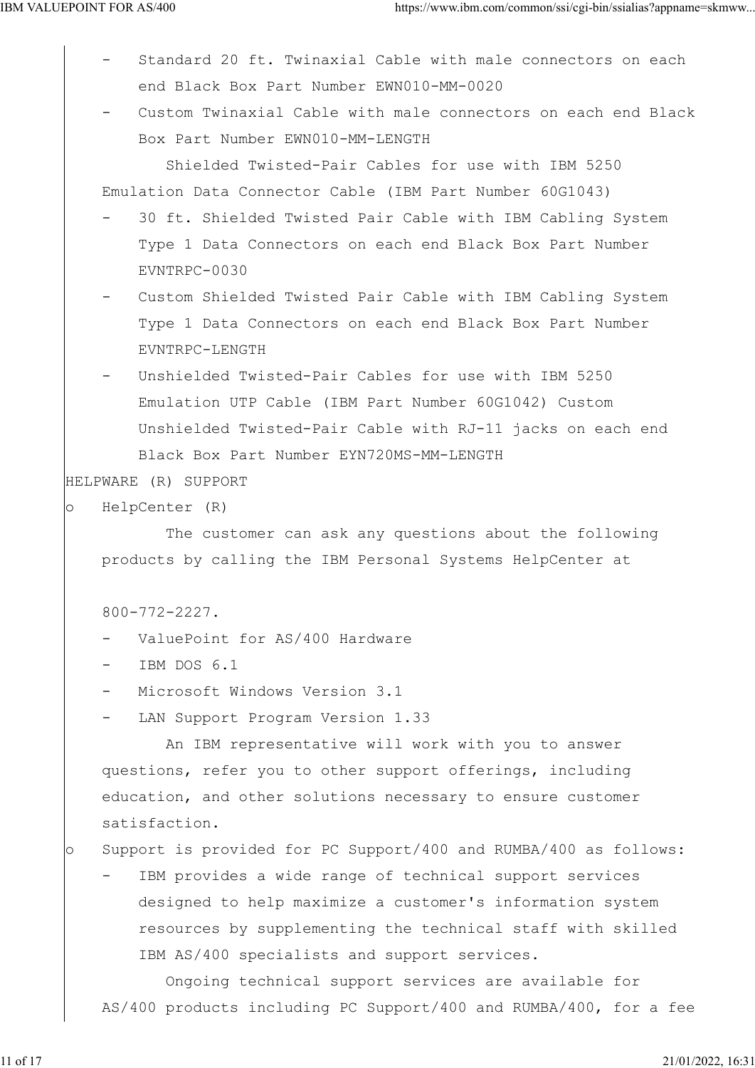- Standard 20 ft. Twinaxial Cable with male connectors on each end Black Box Part Number EWN010-MM-0020
- Custom Twinaxial Cable with male connectors on each end Black Box Part Number EWN010-MM-LENGTH

  Shielded Twisted-Pair Cables for use with IBM 5250 Emulation Data Connector Cable (IBM Part Number 60G1043)

- 30 ft. Shielded Twisted Pair Cable with IBM Cabling System Type 1 Data Connectors on each end Black Box Part Number EVNTRPC-0030
- Custom Shielded Twisted Pair Cable with IBM Cabling System Type 1 Data Connectors on each end Black Box Part Number EVNTRPC-LENGTH
- Unshielded Twisted-Pair Cables for use with IBM 5250 Emulation UTP Cable (IBM Part Number 60G1042) Custom Unshielded Twisted-Pair Cable with RJ-11 jacks on each end Black Box Part Number EYN720MS-MM-LENGTH

HELPWARE (R) SUPPORT

o HelpCenter (R)

  The customer can ask any questions about the following products by calling the IBM Personal Systems HelpCenter at

  800-772-2227.

  - ValuePoint for AS/400 Hardware
  - IBM DOS 6.1
  - Microsoft Windows Version 3.1
  - LAN Support Program Version 1.33

  An IBM representative will work with you to answer questions, refer you to other support offerings, including education, and other solutions necessary to ensure customer satisfaction.

o Support is provided for PC Support/400 and RUMBA/400 as follows:

  - IBM provides a wide range of technical support services designed to help maximize a customer's information system resources by supplementing the technical staff with skilled IBM AS/400 specialists and support services.

  Ongoing technical support services are available for AS/400 products including PC Support/400 and RUMBA/400, for a fee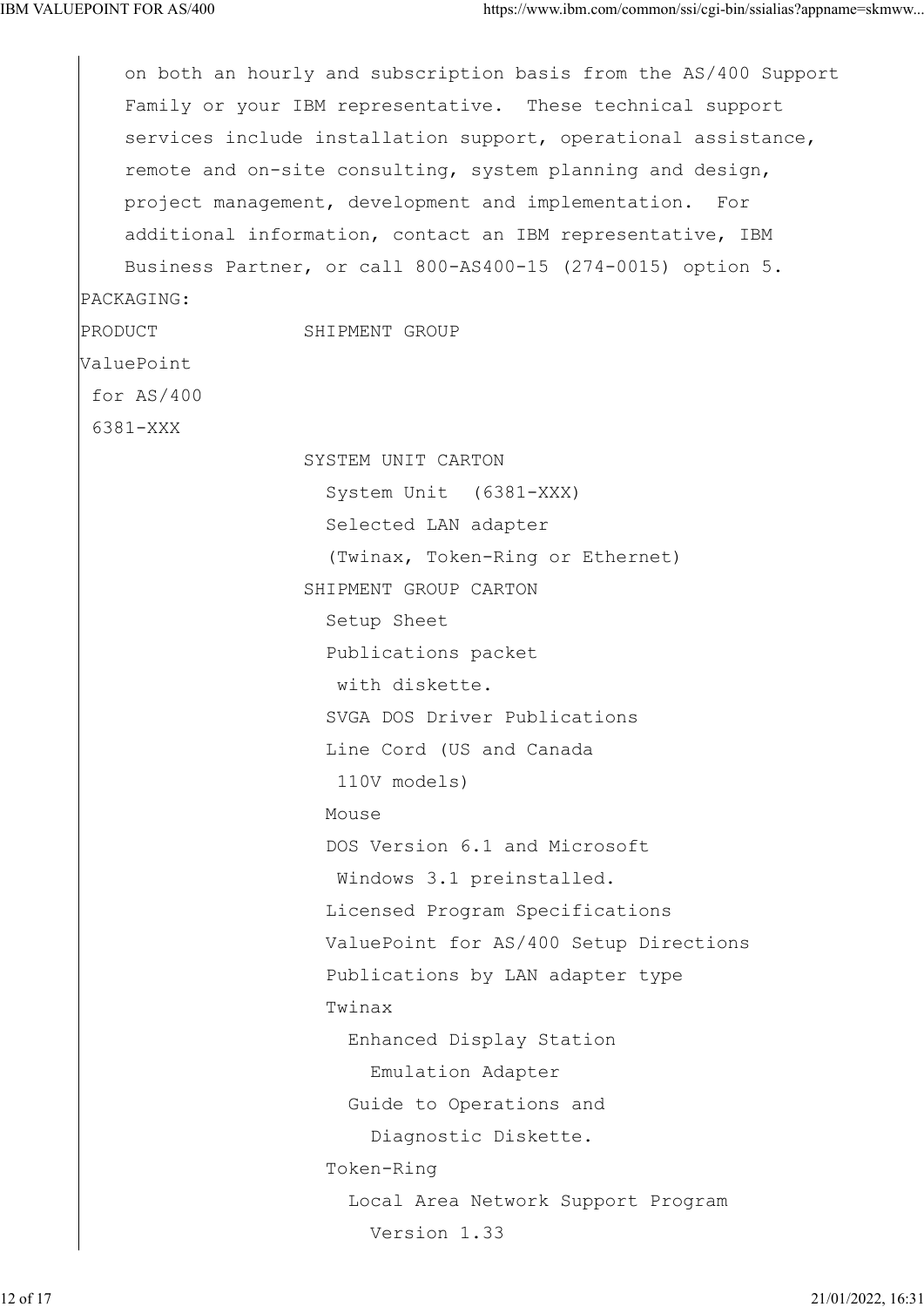on both an hourly and subscription basis from the AS/400 Support Family or your IBM representative. These technical support services include installation support, operational assistance, remote and on-site consulting, system planning and design, project management, development and implementation. For additional information, contact an IBM representative, IBM Business Partner, or call 800-AS400-15 (274-0015) option 5.

PACKAGING:

```
PRODUCT              SHIPMENT GROUP
ValuePoint
 for AS/400
 6381-XXX
                     SYSTEM UNIT CARTON
                       System Unit  (6381-XXX)
                       Selected LAN adapter
                       (Twinax, Token-Ring or Ethernet)
                     SHIPMENT GROUP CARTON
                       Setup Sheet
                       Publications packet
                        with diskette.
                       SVGA DOS Driver Publications
                       Line Cord (US and Canada
                        110V models)
                       Mouse
                       DOS Version 6.1 and Microsoft
                        Windows 3.1 preinstalled.
                       Licensed Program Specifications
                       ValuePoint for AS/400 Setup Directions
                       Publications by LAN adapter type
                       Twinax
                         Enhanced Display Station
                           Emulation Adapter
                         Guide to Operations and
                           Diagnostic Diskette.
                       Token-Ring
                         Local Area Network Support Program
                           Version 1.33
```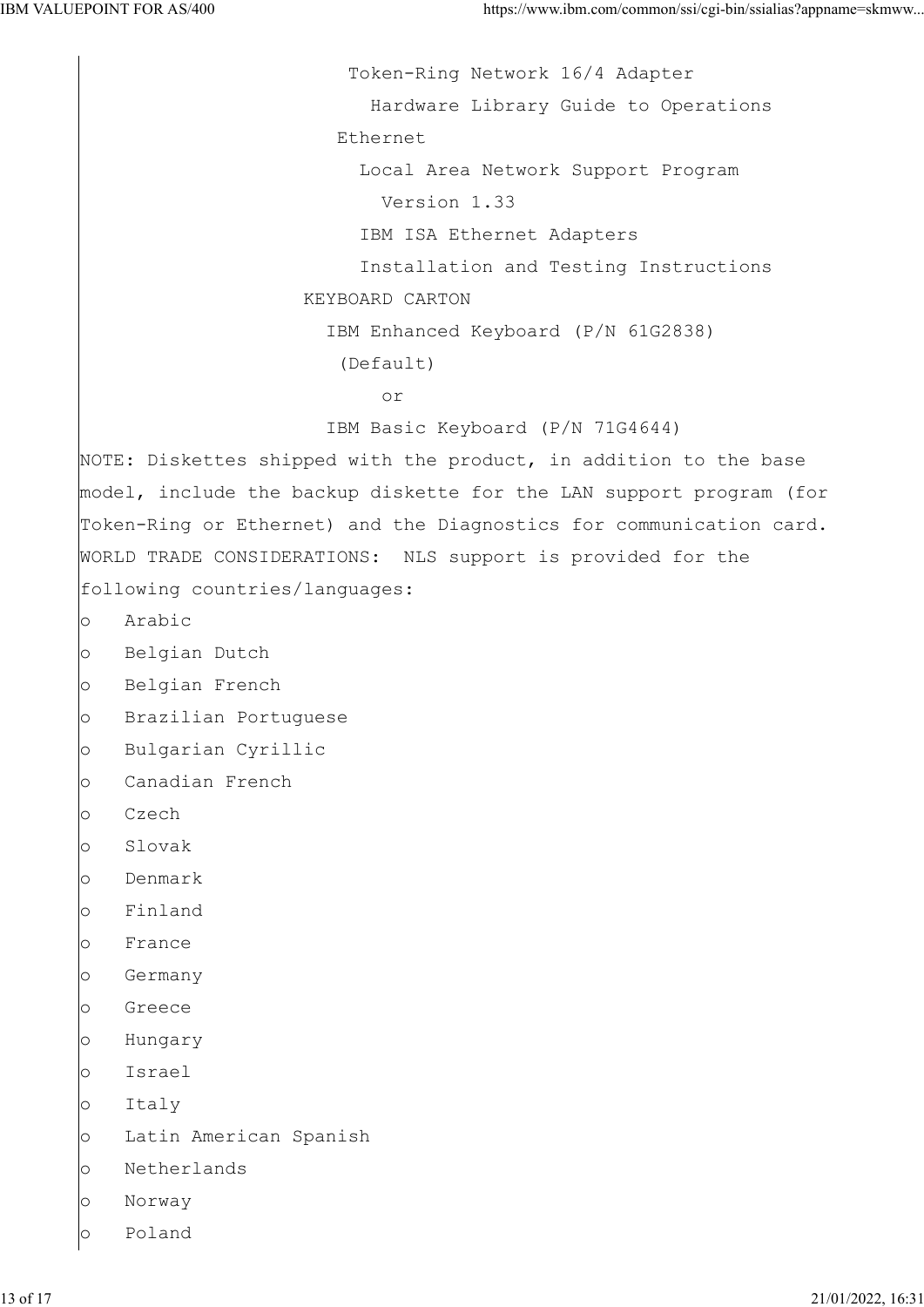Token-Ring Network 16/4 Adapter

Hardware Library Guide to Operations

Ethernet

Local Area Network Support Program

Version 1.33

IBM ISA Ethernet Adapters

Installation and Testing Instructions

KEYBOARD CARTON

IBM Enhanced Keyboard (P/N 61G2838)

(Default)

or

IBM Basic Keyboard (P/N 71G4644)

NOTE: Diskettes shipped with the product, in addition to the base model, include the backup diskette for the LAN support program (for Token-Ring or Ethernet) and the Diagnostics for communication card.

WORLD TRADE CONSIDERATIONS: NLS support is provided for the following countries/languages:

- Arabic
- Belgian Dutch
- Belgian French
- Brazilian Portuguese
- Bulgarian Cyrillic
- Canadian French
- Czech
- Slovak
- Denmark
- Finland
- France
- Germany
- Greece
- Hungary
- Israel
- Italy
- Latin American Spanish
- Netherlands
- Norway
- Poland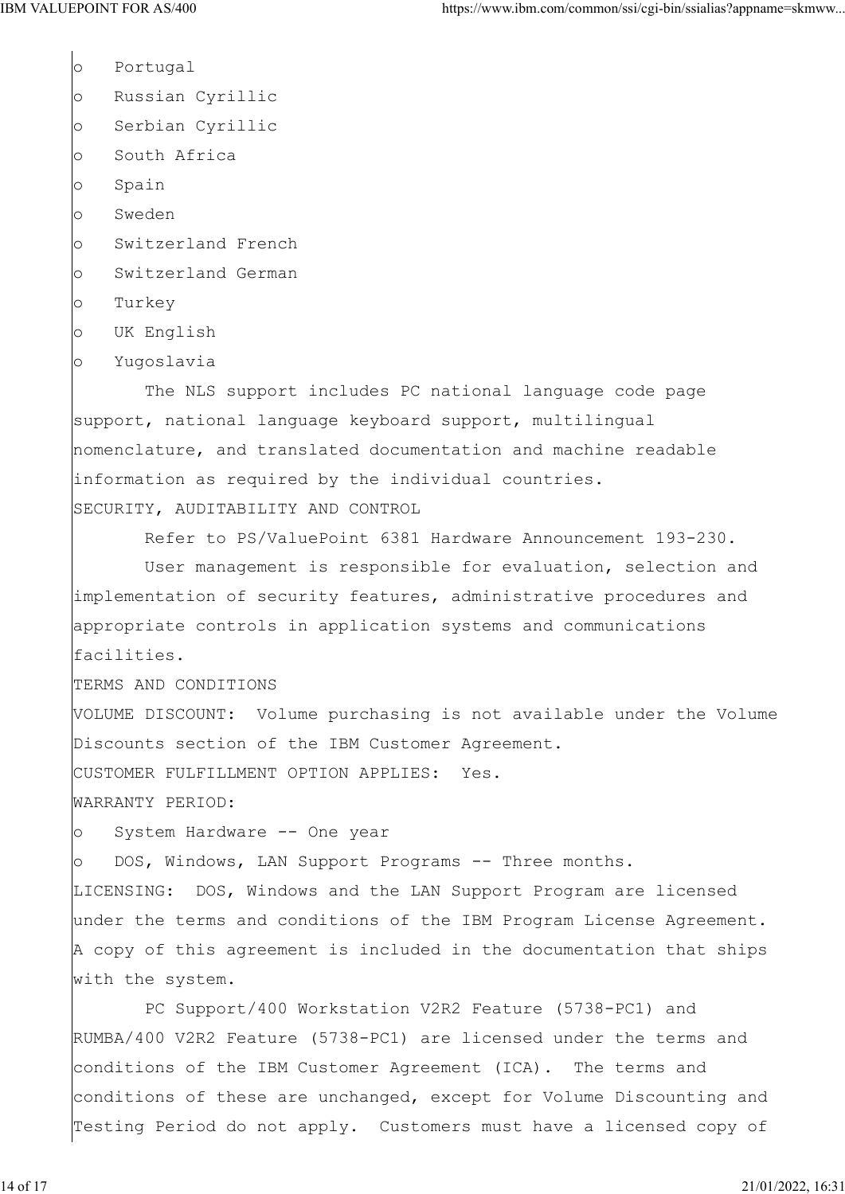- Portugal
- Russian Cyrillic
- Serbian Cyrillic
- South Africa
- Spain
- Sweden
- Switzerland French
- Switzerland German
- Turkey
- UK English
- Yugoslavia

The NLS support includes PC national language code page support, national language keyboard support, multilingual nomenclature, and translated documentation and machine readable information as required by the individual countries.

## SECURITY, AUDITABILITY AND CONTROL

Refer to PS/ValuePoint 6381 Hardware Announcement 193-230.

User management is responsible for evaluation, selection and implementation of security features, administrative procedures and appropriate controls in application systems and communications facilities.

## TERMS AND CONDITIONS

VOLUME DISCOUNT: Volume purchasing is not available under the Volume Discounts section of the IBM Customer Agreement.

CUSTOMER FULFILLMENT OPTION APPLIES: Yes.

WARRANTY PERIOD:

- System Hardware -- One year
- DOS, Windows, LAN Support Programs -- Three months.

LICENSING: DOS, Windows and the LAN Support Program are licensed under the terms and conditions of the IBM Program License Agreement. A copy of this agreement is included in the documentation that ships with the system.

PC Support/400 Workstation V2R2 Feature (5738-PC1) and RUMBA/400 V2R2 Feature (5738-PC1) are licensed under the terms and conditions of the IBM Customer Agreement (ICA). The terms and conditions of these are unchanged, except for Volume Discounting and Testing Period do not apply. Customers must have a licensed copy of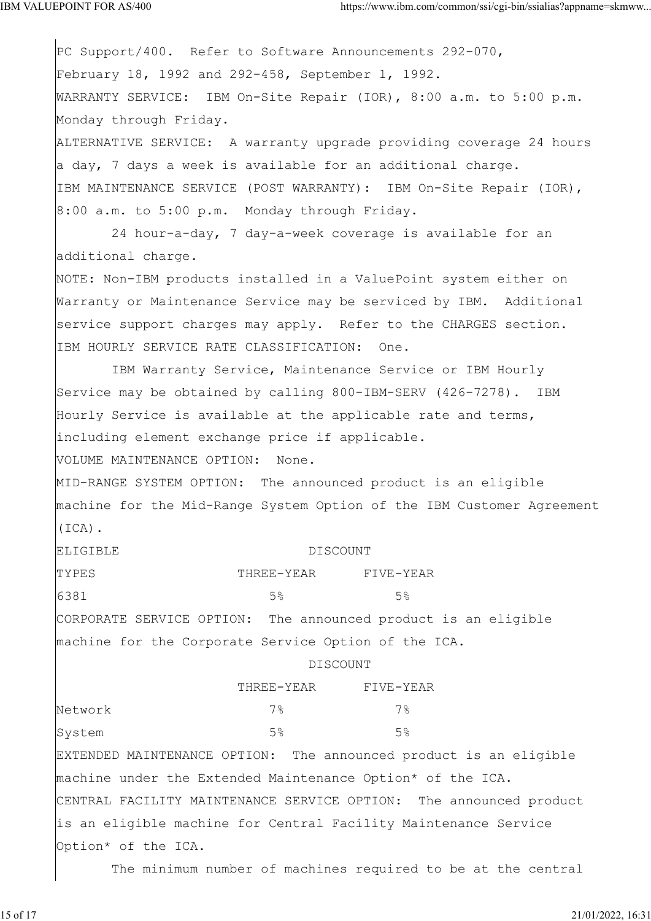PC Support/400. Refer to Software Announcements 292-070, February 18, 1992 and 292-458, September 1, 1992.

WARRANTY SERVICE: IBM On-Site Repair (IOR), 8:00 a.m. to 5:00 p.m. Monday through Friday.

ALTERNATIVE SERVICE: A warranty upgrade providing coverage 24 hours a day, 7 days a week is available for an additional charge.

IBM MAINTENANCE SERVICE (POST WARRANTY): IBM On-Site Repair (IOR), 8:00 a.m. to 5:00 p.m. Monday through Friday.

24 hour-a-day, 7 day-a-week coverage is available for an additional charge.

NOTE: Non-IBM products installed in a ValuePoint system either on Warranty or Maintenance Service may be serviced by IBM. Additional service support charges may apply. Refer to the CHARGES section.

IBM HOURLY SERVICE RATE CLASSIFICATION: One.

IBM Warranty Service, Maintenance Service or IBM Hourly Service may be obtained by calling 800-IBM-SERV (426-7278). IBM Hourly Service is available at the applicable rate and terms, including element exchange price if applicable.

VOLUME MAINTENANCE OPTION: None.

MID-RANGE SYSTEM OPTION: The announced product is an eligible machine for the Mid-Range System Option of the IBM Customer Agreement (ICA).

| ELIGIBLE | DISCOUNT | |
|---|---|---|
| TYPES | THREE-YEAR | FIVE-YEAR |
| 6381 | 5% | 5% |

CORPORATE SERVICE OPTION: The announced product is an eligible machine for the Corporate Service Option of the ICA.

| | DISCOUNT | |
|---|---|---|
| | THREE-YEAR | FIVE-YEAR |
| Network | 7% | 7% |
| System | 5% | 5% |

EXTENDED MAINTENANCE OPTION: The announced product is an eligible machine under the Extended Maintenance Option* of the ICA.

CENTRAL FACILITY MAINTENANCE SERVICE OPTION: The announced product is an eligible machine for Central Facility Maintenance Service Option* of the ICA.

The minimum number of machines required to be at the central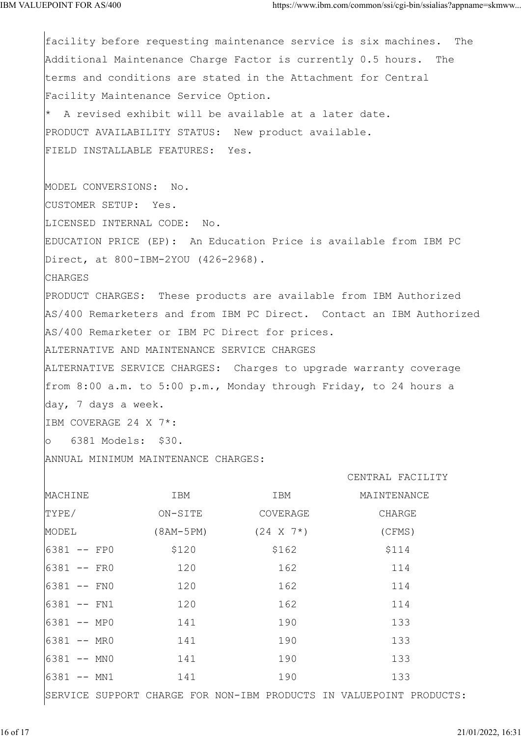facility before requesting maintenance service is six machines. The Additional Maintenance Charge Factor is currently 0.5 hours. The terms and conditions are stated in the Attachment for Central Facility Maintenance Service Option.

* A revised exhibit will be available at a later date.

PRODUCT AVAILABILITY STATUS: New product available.

FIELD INSTALLABLE FEATURES: Yes.

MODEL CONVERSIONS: No.

CUSTOMER SETUP: Yes.

LICENSED INTERNAL CODE: No.

EDUCATION PRICE (EP): An Education Price is available from IBM PC Direct, at 800-IBM-2YOU (426-2968).

CHARGES

PRODUCT CHARGES: These products are available from IBM Authorized AS/400 Remarketers and from IBM PC Direct. Contact an IBM Authorized AS/400 Remarketer or IBM PC Direct for prices.

ALTERNATIVE AND MAINTENANCE SERVICE CHARGES

ALTERNATIVE SERVICE CHARGES: Charges to upgrade warranty coverage from 8:00 a.m. to 5:00 p.m., Monday through Friday, to 24 hours a day, 7 days a week.

IBM COVERAGE 24 X 7*:

- 6381 Models: $30.

ANNUAL MINIMUM MAINTENANCE CHARGES:

| MACHINE TYPE/ MODEL | IBM ON-SITE (8AM-5PM) | IBM COVERAGE (24 X 7*) | CENTRAL FACILITY MAINTENANCE CHARGE (CFMS) |
|---|---|---|---|
| 6381 -- FP0 | $120 | $162 | $114 |
| 6381 -- FR0 | 120 | 162 | 114 |
| 6381 -- FN0 | 120 | 162 | 114 |
| 6381 -- FN1 | 120 | 162 | 114 |
| 6381 -- MP0 | 141 | 190 | 133 |
| 6381 -- MR0 | 141 | 190 | 133 |
| 6381 -- MN0 | 141 | 190 | 133 |
| 6381 -- MN1 | 141 | 190 | 133 |

SERVICE SUPPORT CHARGE FOR NON-IBM PRODUCTS IN VALUEPOINT PRODUCTS: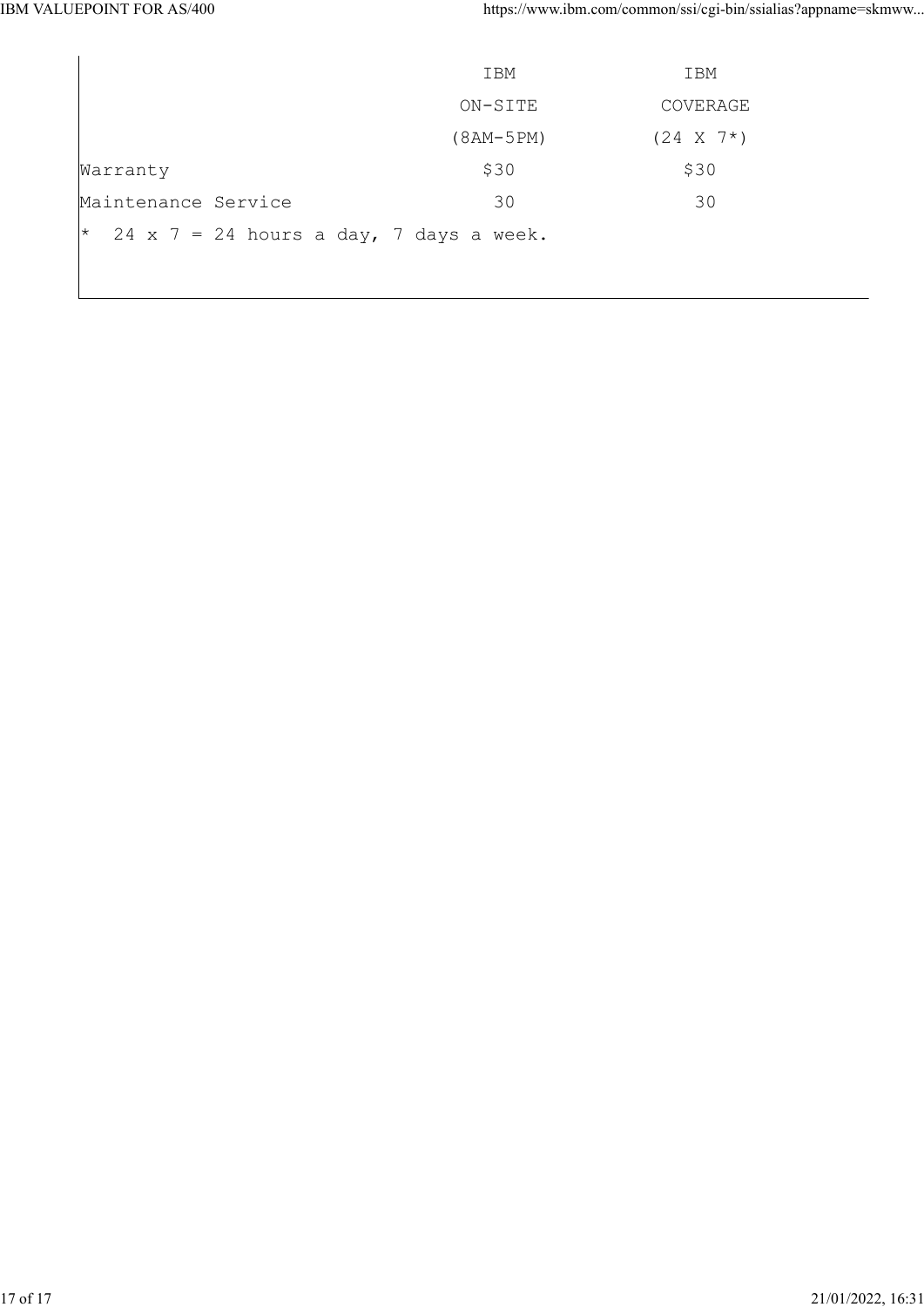| | IBM ON-SITE (8AM-5PM) | IBM COVERAGE (24 X 7*) |
|---|---|---|
| Warranty | $30 | $30 |
| Maintenance Service | 30 | 30 |

* 24 x 7 = 24 hours a day, 7 days a week.